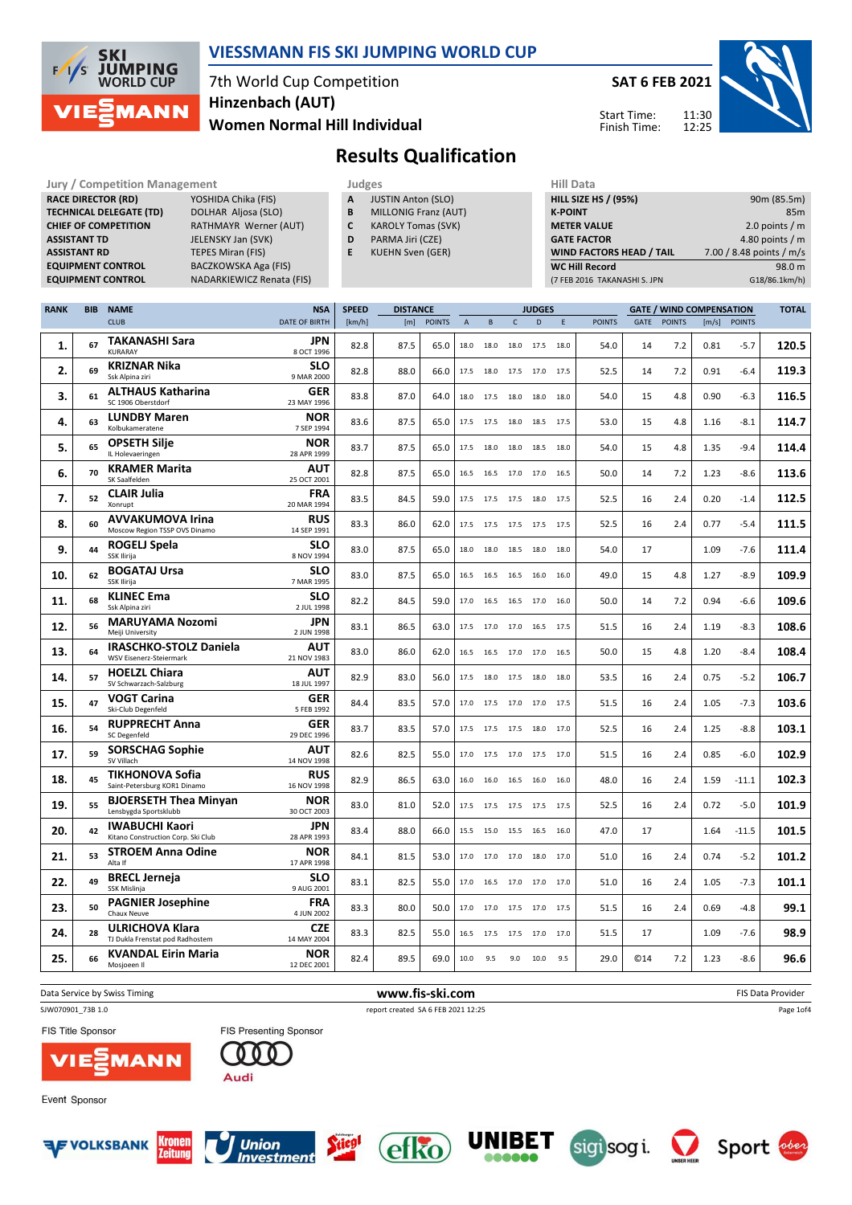# VIESSMANN FIS SKI JUMPING WORLD CUP

7th World Cup Competition
Hinzenbach (AUT)
**Women Normal Hill Individual**

**SAT 6 FEB 2021**

Start Time: 11:30
Finish Time: 12:25

## Results Qualification

| Jury / Competition Management | |
|---|---|
| RACE DIRECTOR (RD) | YOSHIDA Chika (FIS) |
| TECHNICAL DELEGATE (TD) | DOLHAR Aljosa (SLO) |
| CHIEF OF COMPETITION | RATHMAYR Werner (AUT) |
| ASSISTANT TD | JELENSKY Jan (SVK) |
| ASSISTANT RD | TEPES Miran (FIS) |
| EQUIPMENT CONTROL | BACZKOWSKA Aga (FIS) |
| EQUIPMENT CONTROL | NADARKIEWICZ Renata (FIS) |

| Judges | |
|---|---|
| A | JUSTIN Anton (SLO) |
| B | MILLONIG Franz (AUT) |
| C | KAROLY Tomas (SVK) |
| D | PARMA Jiri (CZE) |
| E | KUEHN Sven (GER) |

| Hill Data | |
|---|---|
| HILL SIZE HS / (95%) | 90m (85.5m) |
| K-POINT | 85m |
| METER VALUE | 2.0 points / m |
| GATE FACTOR | 4.80 points / m |
| WIND FACTORS HEAD / TAIL | 7.00 / 8.48 points / m/s |
| WC Hill Record | 98.0 m |
| (7 FEB 2016 TAKANASHI S. JPN | G18/86.1km/h) |

| RANK | BIB | NAME / CLUB | NSA / DATE OF BIRTH | SPEED [km/h] | DISTANCE [m] | DISTANCE POINTS | A | B | C | D | E | JUDGES POINTS | GATE | GATE POINTS | WIND [m/s] | WIND POINTS | TOTAL |
|---|---|---|---|---|---|---|---|---|---|---|---|---|---|---|---|---|---|
| 1. | 67 | TAKANASHI Sara / KURARAY | JPN / 8 OCT 1996 | 82.8 | 87.5 | 65.0 | 18.0 | 18.0 | 18.0 | 17.5 | 18.0 | 54.0 | 14 | 7.2 | 0.81 | -5.7 | 120.5 |
| 2. | 69 | KRIZNAR Nika / Ssk Alpina ziri | SLO / 9 MAR 2000 | 82.8 | 88.0 | 66.0 | 17.5 | 18.0 | 17.5 | 17.0 | 17.5 | 52.5 | 14 | 7.2 | 0.91 | -6.4 | 119.3 |
| 3. | 61 | ALTHAUS Katharina / SC 1906 Oberstdorf | GER / 23 MAY 1996 | 83.8 | 87.0 | 64.0 | 18.0 | 17.5 | 18.0 | 18.0 | 18.0 | 54.0 | 15 | 4.8 | 0.90 | -6.3 | 116.5 |
| 4. | 63 | LUNDBY Maren / Kolbukameratene | NOR / 7 SEP 1994 | 83.6 | 87.5 | 65.0 | 17.5 | 17.5 | 18.0 | 18.5 | 17.5 | 53.0 | 15 | 4.8 | 1.16 | -8.1 | 114.7 |
| 5. | 65 | OPSETH Silje / IL Holevaeringen | NOR / 28 APR 1999 | 83.7 | 87.5 | 65.0 | 17.5 | 18.0 | 18.0 | 18.5 | 18.0 | 54.0 | 15 | 4.8 | 1.35 | -9.4 | 114.4 |
| 6. | 70 | KRAMER Marita / SK Saalfelden | AUT / 25 OCT 2001 | 82.8 | 87.5 | 65.0 | 16.5 | 16.5 | 17.0 | 17.0 | 16.5 | 50.0 | 14 | 7.2 | 1.23 | -8.6 | 113.6 |
| 7. | 52 | CLAIR Julia / Xonrupt | FRA / 20 MAR 1994 | 83.5 | 84.5 | 59.0 | 17.5 | 17.5 | 17.5 | 18.0 | 17.5 | 52.5 | 16 | 2.4 | 0.20 | -1.4 | 112.5 |
| 8. | 60 | AVVAKUMOVA Irina / Moscow Region TSSP OVS Dinamo | RUS / 14 SEP 1991 | 83.3 | 86.0 | 62.0 | 17.5 | 17.5 | 17.5 | 17.5 | 17.5 | 52.5 | 16 | 2.4 | 0.77 | -5.4 | 111.5 |
| 9. | 44 | ROGELJ Spela / SSK Ilirija | SLO / 8 NOV 1994 | 83.0 | 87.5 | 65.0 | 18.0 | 18.0 | 18.5 | 18.0 | 18.0 | 54.0 | 17 | | 1.09 | -7.6 | 111.4 |
| 10. | 62 | BOGATAJ Ursa / SSK Ilirija | SLO / 7 MAR 1995 | 83.0 | 87.5 | 65.0 | 16.5 | 16.5 | 16.5 | 16.0 | 16.0 | 49.0 | 15 | 4.8 | 1.27 | -8.9 | 109.9 |
| 11. | 68 | KLINEC Ema / Ssk Alpina ziri | SLO / 2 JUL 1998 | 82.2 | 84.5 | 59.0 | 17.0 | 16.5 | 16.5 | 17.0 | 16.0 | 50.0 | 14 | 7.2 | 0.94 | -6.6 | 109.6 |
| 12. | 56 | MARUYAMA Nozomi / Meiji University | JPN / 2 JUN 1998 | 83.1 | 86.5 | 63.0 | 17.5 | 17.0 | 17.0 | 16.5 | 17.5 | 51.5 | 16 | 2.4 | 1.19 | -8.3 | 108.6 |
| 13. | 64 | IRASCHKO-STOLZ Daniela / WSV Eisenerz-Steiermark | AUT / 21 NOV 1983 | 83.0 | 86.0 | 62.0 | 16.5 | 16.5 | 17.0 | 17.0 | 16.5 | 50.0 | 15 | 4.8 | 1.20 | -8.4 | 108.4 |
| 14. | 57 | HOELZL Chiara / SV Schwarzach-Salzburg | AUT / 18 JUL 1997 | 82.9 | 83.0 | 56.0 | 17.5 | 18.0 | 17.5 | 18.0 | 18.0 | 53.5 | 16 | 2.4 | 0.75 | -5.2 | 106.7 |
| 15. | 47 | VOGT Carina / Ski-Club Degenfeld | GER / 5 FEB 1992 | 84.4 | 83.5 | 57.0 | 17.0 | 17.5 | 17.0 | 17.0 | 17.5 | 51.5 | 16 | 2.4 | 1.05 | -7.3 | 103.6 |
| 16. | 54 | RUPPRECHT Anna / SC Degenfeld | GER / 29 DEC 1996 | 83.7 | 83.5 | 57.0 | 17.5 | 17.5 | 17.5 | 18.0 | 17.0 | 52.5 | 16 | 2.4 | 1.25 | -8.8 | 103.1 |
| 17. | 59 | SORSCHAG Sophie / SV Villach | AUT / 14 NOV 1998 | 82.6 | 82.5 | 55.0 | 17.0 | 17.5 | 17.0 | 17.5 | 17.0 | 51.5 | 16 | 2.4 | 0.85 | -6.0 | 102.9 |
| 18. | 45 | TIKHONOVA Sofia / Saint-Petersburg KOR1 Dinamo | RUS / 16 NOV 1998 | 82.9 | 86.5 | 63.0 | 16.0 | 16.0 | 16.5 | 16.0 | 16.0 | 48.0 | 16 | 2.4 | 1.59 | -11.1 | 102.3 |
| 19. | 55 | BJOERSETH Thea Minyan / Lensbygda Sportsklubb | NOR / 30 OCT 2003 | 83.0 | 81.0 | 52.0 | 17.5 | 17.5 | 17.5 | 17.5 | 17.5 | 52.5 | 16 | 2.4 | 0.72 | -5.0 | 101.9 |
| 20. | 42 | IWABUCHI Kaori / Kitano Construction Corp. Ski Club | JPN / 28 APR 1993 | 83.4 | 88.0 | 66.0 | 15.5 | 15.0 | 15.5 | 16.5 | 16.0 | 47.0 | 17 | | 1.64 | -11.5 | 101.5 |
| 21. | 53 | STROEM Anna Odine / Alta If | NOR / 17 APR 1998 | 84.1 | 81.5 | 53.0 | 17.0 | 17.0 | 17.0 | 18.0 | 17.0 | 51.0 | 16 | 2.4 | 0.74 | -5.2 | 101.2 |
| 22. | 49 | BRECL Jerneja / SSK Mislinja | SLO / 9 AUG 2001 | 83.1 | 82.5 | 55.0 | 17.0 | 16.5 | 17.0 | 17.0 | 17.0 | 51.0 | 16 | 2.4 | 1.05 | -7.3 | 101.1 |
| 23. | 50 | PAGNIER Josephine / Chaux Neuve | FRA / 4 JUN 2002 | 83.3 | 80.0 | 50.0 | 17.0 | 17.0 | 17.5 | 17.0 | 17.5 | 51.5 | 16 | 2.4 | 0.69 | -4.8 | 99.1 |
| 24. | 28 | ULRICHOVA Klara / TJ Dukla Frenstat pod Radhostem | CZE / 14 MAY 2004 | 83.3 | 82.5 | 55.0 | 16.5 | 17.5 | 17.5 | 17.0 | 17.0 | 51.5 | 17 | | 1.09 | -7.6 | 98.9 |
| 25. | 66 | KVANDAL Eirin Maria / Mosjoeen Il | NOR / 12 DEC 2001 | 82.4 | 89.5 | 69.0 | 10.0 | 9.5 | 9.0 | 10.0 | 9.5 | 29.0 | ©14 | 7.2 | 1.23 | -8.6 | 96.6 |

Data Service by Swiss Timing — www.fis-ski.com — FIS Data Provider

SJW070901_73B 1.0 — report created SA 6 FEB 2021 12:25

FIS Title Sponsor: VIESSMANN — FIS Presenting Sponsor: Audi

Event Sponsor: VOLKSBANK, Kronen Zeitung, Union Investment, Stiegl, efko, UNIBET, sigi sogi, UNSER HEER, Sport ober österreich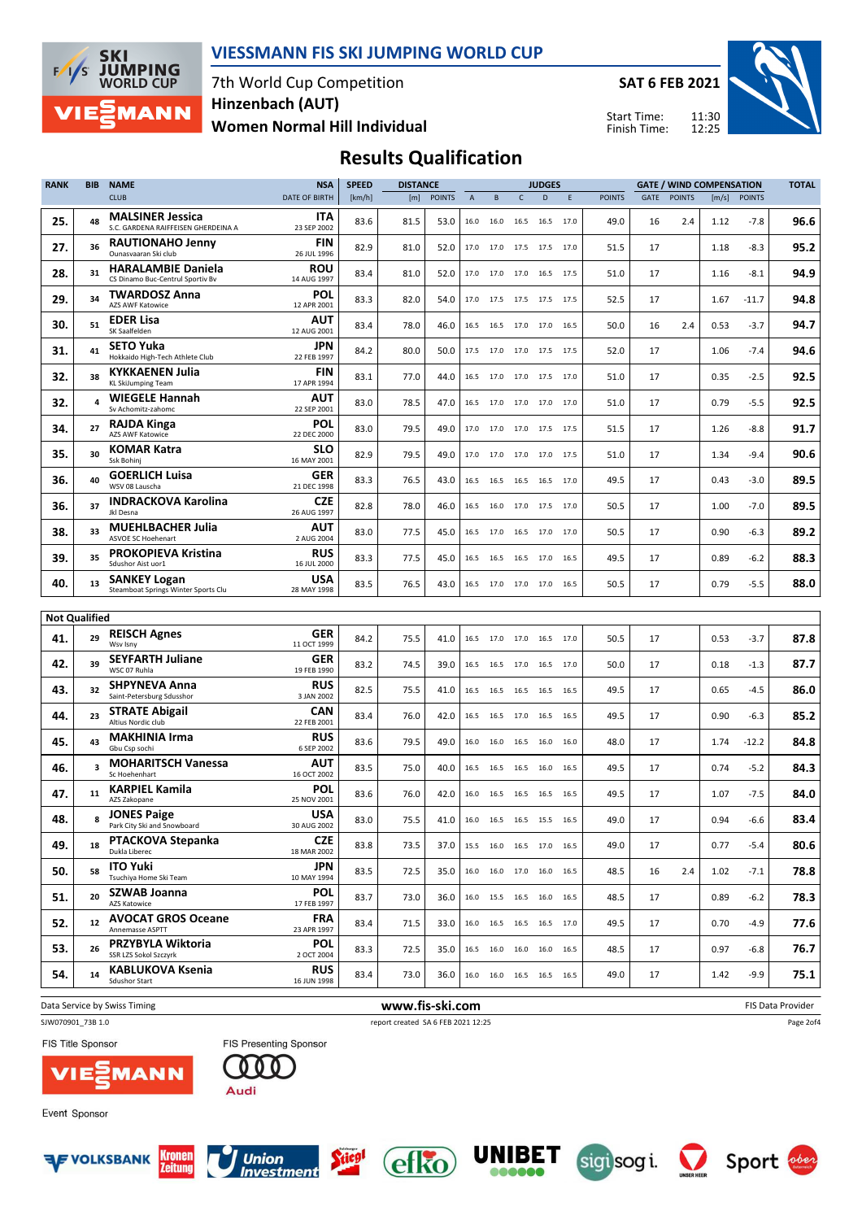# VIESSMANN FIS SKI JUMPING WORLD CUP

7th World Cup Competition
**Hinzenbach (AUT)**
**Women Normal Hill Individual**

**SAT 6 FEB 2021**

Start Time: 11:30
Finish Time: 12:25

## Results Qualification

| RANK | BIB | NAME / CLUB | NSA / DATE OF BIRTH | SPEED [km/h] | DISTANCE [m] | DISTANCE POINTS | A | B | C | D | E | JUDGES POINTS | GATE | GATE POINTS | WIND [m/s] | WIND POINTS | TOTAL |
|---|---|---|---|---|---|---|---|---|---|---|---|---|---|---|---|---|---|
| 25. | 48 | **MALSINER Jessica** S.C. GARDENA RAIFFEISEN GHERDEINA A | **ITA** 23 SEP 2002 | 83.6 | 81.5 | 53.0 | 16.0 | 16.0 | 16.5 | 16.5 | 17.0 | 49.0 | 16 | 2.4 | 1.12 | -7.8 | **96.6** |
| 27. | 36 | **RAUTIONAHO Jenny** Ounasvaaran Ski club | **FIN** 26 JUL 1996 | 82.9 | 81.0 | 52.0 | 17.0 | 17.0 | 17.5 | 17.5 | 17.0 | 51.5 | 17 | | 1.18 | -8.3 | **95.2** |
| 28. | 31 | **HARALAMBIE Daniela** CS Dinamo Buc-Centrul Sportiv Bv | **ROU** 14 AUG 1997 | 83.4 | 81.0 | 52.0 | 17.0 | 17.0 | 17.0 | 16.5 | 17.5 | 51.0 | 17 | | 1.16 | -8.1 | **94.9** |
| 29. | 34 | **TWARDOSZ Anna** AZS AWF Katowice | **POL** 12 APR 2001 | 83.3 | 82.0 | 54.0 | 17.0 | 17.5 | 17.5 | 17.5 | 17.5 | 52.5 | 17 | | 1.67 | -11.7 | **94.8** |
| 30. | 51 | **EDER Lisa** SK Saalfelden | **AUT** 12 AUG 2001 | 83.4 | 78.0 | 46.0 | 16.5 | 16.5 | 17.0 | 17.0 | 16.5 | 50.0 | 16 | 2.4 | 0.53 | -3.7 | **94.7** |
| 31. | 41 | **SETO Yuka** Hokkaido High-Tech Athlete Club | **JPN** 22 FEB 1997 | 84.2 | 80.0 | 50.0 | 17.5 | 17.0 | 17.0 | 17.5 | 17.5 | 52.0 | 17 | | 1.06 | -7.4 | **94.6** |
| 32. | 38 | **KYKKAENEN Julia** KL SkiJumping Team | **FIN** 17 APR 1994 | 83.1 | 77.0 | 44.0 | 16.5 | 17.0 | 17.0 | 17.5 | 17.0 | 51.0 | 17 | | 0.35 | -2.5 | **92.5** |
| 32. | 4 | **WIEGELE Hannah** Sv Achomitz-zahomc | **AUT** 22 SEP 2001 | 83.0 | 78.5 | 47.0 | 16.5 | 17.0 | 17.0 | 17.0 | 17.0 | 51.0 | 17 | | 0.79 | -5.5 | **92.5** |
| 34. | 27 | **RAJDA Kinga** AZS AWF Katowice | **POL** 22 DEC 2000 | 83.0 | 79.5 | 49.0 | 17.0 | 17.0 | 17.0 | 17.5 | 17.5 | 51.5 | 17 | | 1.26 | -8.8 | **91.7** |
| 35. | 30 | **KOMAR Katra** Ssk Bohinj | **SLO** 16 MAY 2001 | 82.9 | 79.5 | 49.0 | 17.0 | 17.0 | 17.0 | 17.0 | 17.5 | 51.0 | 17 | | 1.34 | -9.4 | **90.6** |
| 36. | 40 | **GOERLICH Luisa** WSV 08 Lauscha | **GER** 21 DEC 1998 | 83.3 | 76.5 | 43.0 | 16.5 | 16.5 | 16.5 | 16.5 | 17.0 | 49.5 | 17 | | 0.43 | -3.0 | **89.5** |
| 36. | 37 | **INDRACKOVA Karolina** Jkl Desna | **CZE** 26 AUG 1997 | 82.8 | 78.0 | 46.0 | 16.5 | 16.0 | 17.0 | 17.5 | 17.0 | 50.5 | 17 | | 1.00 | -7.0 | **89.5** |
| 38. | 33 | **MUEHLBACHER Julia** ASVOE SC Hoehenhart | **AUT** 2 AUG 2004 | 83.0 | 77.5 | 45.0 | 16.5 | 17.0 | 16.5 | 17.0 | 17.0 | 50.5 | 17 | | 0.90 | -6.3 | **89.2** |
| 39. | 35 | **PROKOPIEVA Kristina** Sdushor Aist uor1 | **RUS** 16 JUL 2000 | 83.3 | 77.5 | 45.0 | 16.5 | 16.5 | 16.5 | 17.0 | 16.5 | 49.5 | 17 | | 0.89 | -6.2 | **88.3** |
| 40. | 13 | **SANKEY Logan** Steamboat Springs Winter Sports Clu | **USA** 28 MAY 1998 | 83.5 | 76.5 | 43.0 | 16.5 | 17.0 | 17.0 | 17.0 | 16.5 | 50.5 | 17 | | 0.79 | -5.5 | **88.0** |
| **Not Qualified** | | | | | | | | | | | | | | | | | |
| 41. | 29 | **REISCH Agnes** Wsv Isny | **GER** 11 OCT 1999 | 84.2 | 75.5 | 41.0 | 16.5 | 17.0 | 17.0 | 16.5 | 17.0 | 50.5 | 17 | | 0.53 | -3.7 | **87.8** |
| 42. | 39 | **SEYFARTH Juliane** WSC 07 Ruhla | **GER** 19 FEB 1990 | 83.2 | 74.5 | 39.0 | 16.5 | 16.5 | 17.0 | 16.5 | 17.0 | 50.0 | 17 | | 0.18 | -1.3 | **87.7** |
| 43. | 32 | **SHPYNEVA Anna** Saint-Petersburg Sdusshor | **RUS** 3 JAN 2002 | 82.5 | 75.5 | 41.0 | 16.5 | 16.5 | 16.5 | 16.5 | 16.5 | 49.5 | 17 | | 0.65 | -4.5 | **86.0** |
| 44. | 23 | **STRATE Abigail** Altius Nordic club | **CAN** 22 FEB 2001 | 83.4 | 76.0 | 42.0 | 16.5 | 16.5 | 17.0 | 16.5 | 16.5 | 49.5 | 17 | | 0.90 | -6.3 | **85.2** |
| 45. | 43 | **MAKHINIA Irma** Gbu Csp sochi | **RUS** 6 SEP 2002 | 83.6 | 79.5 | 49.0 | 16.0 | 16.0 | 16.5 | 16.0 | 16.0 | 48.0 | 17 | | 1.74 | -12.2 | **84.8** |
| 46. | 3 | **MOHARITSCH Vanessa** Sc Hoehenhart | **AUT** 16 OCT 2002 | 83.5 | 75.0 | 40.0 | 16.5 | 16.5 | 16.5 | 16.0 | 16.5 | 49.5 | 17 | | 0.74 | -5.2 | **84.3** |
| 47. | 11 | **KARPIEL Kamila** AZS Zakopane | **POL** 25 NOV 2001 | 83.6 | 76.0 | 42.0 | 16.0 | 16.5 | 16.5 | 16.5 | 16.5 | 49.5 | 17 | | 1.07 | -7.5 | **84.0** |
| 48. | 8 | **JONES Paige** Park City Ski and Snowboard | **USA** 30 AUG 2002 | 83.0 | 75.5 | 41.0 | 16.0 | 16.5 | 16.5 | 15.5 | 16.5 | 49.0 | 17 | | 0.94 | -6.6 | **83.4** |
| 49. | 18 | **PTACKOVA Stepanka** Dukla Liberec | **CZE** 18 MAR 2002 | 83.8 | 73.5 | 37.0 | 15.5 | 16.0 | 16.5 | 17.0 | 16.5 | 49.0 | 17 | | 0.77 | -5.4 | **80.6** |
| 50. | 58 | **ITO Yuki** Tsuchiya Home Ski Team | **JPN** 10 MAY 1994 | 83.5 | 72.5 | 35.0 | 16.0 | 16.0 | 17.0 | 16.0 | 16.5 | 48.5 | 16 | 2.4 | 1.02 | -7.1 | **78.8** |
| 51. | 20 | **SZWAB Joanna** AZS Katowice | **POL** 17 FEB 1997 | 83.7 | 73.0 | 36.0 | 16.0 | 15.5 | 16.5 | 16.0 | 16.5 | 48.5 | 17 | | 0.89 | -6.2 | **78.3** |
| 52. | 12 | **AVOCAT GROS Oceane** Annemasse ASPTT | **FRA** 23 APR 1997 | 83.4 | 71.5 | 33.0 | 16.0 | 16.5 | 16.5 | 16.5 | 17.0 | 49.5 | 17 | | 0.70 | -4.9 | **77.6** |
| 53. | 26 | **PRZYBYLA Wiktoria** SSR LZS Sokol Szczyrk | **POL** 2 OCT 2004 | 83.3 | 72.5 | 35.0 | 16.5 | 16.0 | 16.0 | 16.0 | 16.5 | 48.5 | 17 | | 0.97 | -6.8 | **76.7** |
| 54. | 14 | **KABLUKOVA Ksenia** Sdushor Start | **RUS** 16 JUN 1998 | 83.4 | 73.0 | 36.0 | 16.0 | 16.0 | 16.5 | 16.5 | 16.5 | 49.0 | 17 | | 1.42 | -9.9 | **75.1** |

Data Service by Swiss Timing — www.fis-ski.com — FIS Data Provider

SJW070901_73B 1.0 — report created SA 6 FEB 2021 12:25

FIS Title Sponsor: VIESSMANN
FIS Presenting Sponsor: Audi
Event Sponsor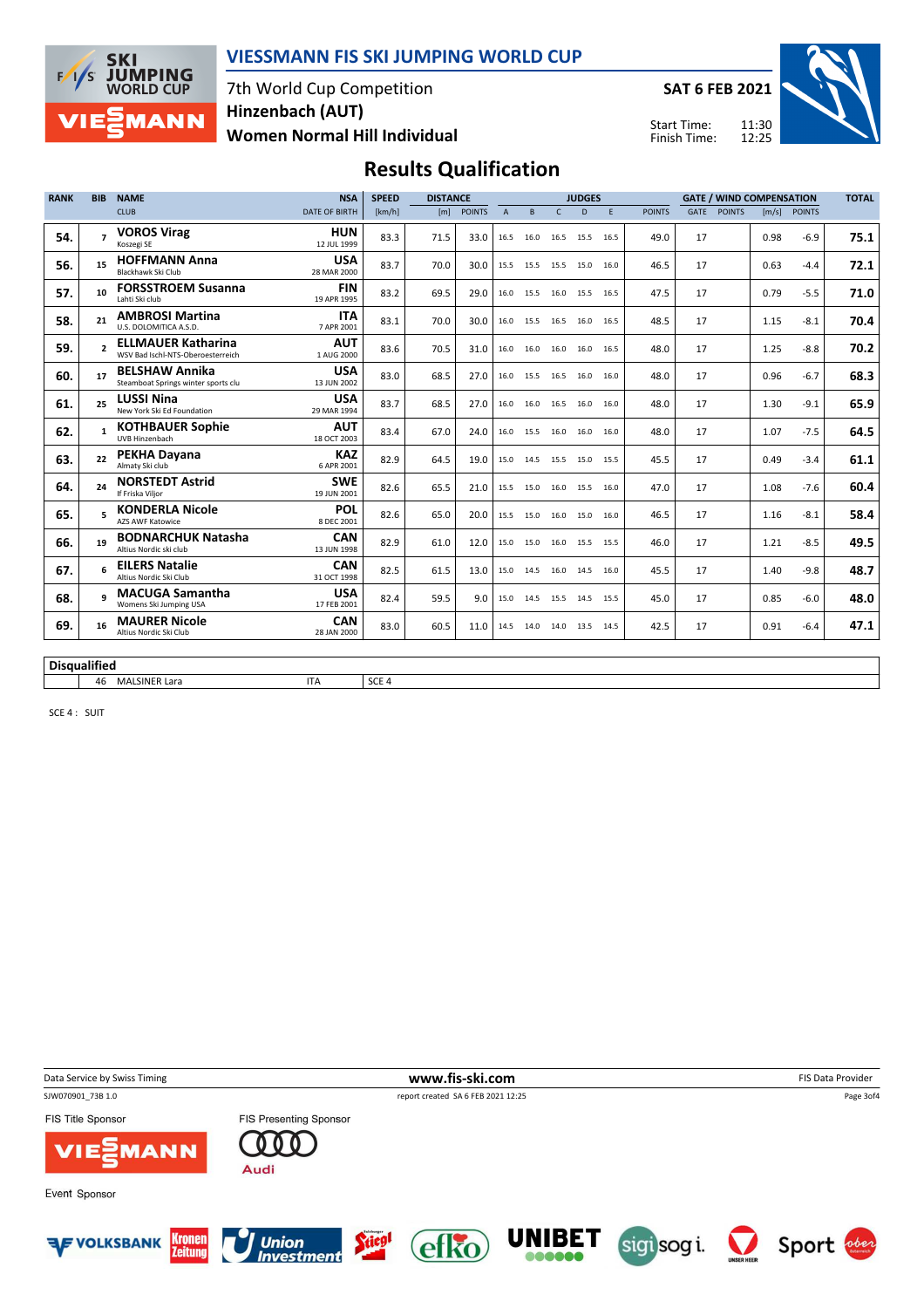# VIESSMANN FIS SKI JUMPING WORLD CUP

7th World Cup Competition
Hinzenbach (AUT)
Women Normal Hill Individual

SAT 6 FEB 2021

Start Time: 11:30
Finish Time: 12:25

## Results Qualification

| RANK | BIB | NAME<br>CLUB | NSA<br>DATE OF BIRTH | SPEED<br>[km/h] | DISTANCE<br>[m] | DISTANCE<br>POINTS | JUDGES<br>A | B | C | D | E | JUDGES<br>POINTS | GATE | GATE<br>POINTS | WIND<br>[m/s] | WIND<br>POINTS | TOTAL |
|---|---|---|---|---|---|---|---|---|---|---|---|---|---|---|---|---|---|
| 54. | 7 | **VOROS Virag**<br>Koszegi SE | **HUN**<br>12 JUL 1999 | 83.3 | 71.5 | 33.0 | 16.5 | 16.0 | 16.5 | 15.5 | 16.5 | 49.0 | 17 | | 0.98 | -6.9 | **75.1** |
| 56. | 15 | **HOFFMANN Anna**<br>Blackhawk Ski Club | **USA**<br>28 MAR 2000 | 83.7 | 70.0 | 30.0 | 15.5 | 15.5 | 15.5 | 15.0 | 16.0 | 46.5 | 17 | | 0.63 | -4.4 | **72.1** |
| 57. | 10 | **FORSSTROEM Susanna**<br>Lahti Ski club | **FIN**<br>19 APR 1995 | 83.2 | 69.5 | 29.0 | 16.0 | 15.5 | 16.0 | 15.5 | 16.5 | 47.5 | 17 | | 0.79 | -5.5 | **71.0** |
| 58. | 21 | **AMBROSI Martina**<br>U.S. DOLOMITICA A.S.D. | **ITA**<br>7 APR 2001 | 83.1 | 70.0 | 30.0 | 16.0 | 15.5 | 16.5 | 16.0 | 16.5 | 48.5 | 17 | | 1.15 | -8.1 | **70.4** |
| 59. | 2 | **ELLMAUER Katharina**<br>WSV Bad Ischl-NTS-Oberoesterreich | **AUT**<br>1 AUG 2000 | 83.6 | 70.5 | 31.0 | 16.0 | 16.0 | 16.0 | 16.0 | 16.5 | 48.0 | 17 | | 1.25 | -8.8 | **70.2** |
| 60. | 17 | **BELSHAW Annika**<br>Steamboat Springs winter sports clu | **USA**<br>13 JUN 2002 | 83.0 | 68.5 | 27.0 | 16.0 | 15.5 | 16.5 | 16.0 | 16.0 | 48.0 | 17 | | 0.96 | -6.7 | **68.3** |
| 61. | 25 | **LUSSI Nina**<br>New York Ski Ed Foundation | **USA**<br>29 MAR 1994 | 83.7 | 68.5 | 27.0 | 16.0 | 16.0 | 16.5 | 16.0 | 16.0 | 48.0 | 17 | | 1.30 | -9.1 | **65.9** |
| 62. | 1 | **KOTHBAUER Sophie**<br>UVB Hinzenbach | **AUT**<br>18 OCT 2003 | 83.4 | 67.0 | 24.0 | 16.0 | 15.5 | 16.0 | 16.0 | 16.0 | 48.0 | 17 | | 1.07 | -7.5 | **64.5** |
| 63. | 22 | **PEKHA Dayana**<br>Almaty Ski club | **KAZ**<br>6 APR 2001 | 82.9 | 64.5 | 19.0 | 15.0 | 14.5 | 15.5 | 15.0 | 15.5 | 45.5 | 17 | | 0.49 | -3.4 | **61.1** |
| 64. | 24 | **NORSTEDT Astrid**<br>If Friska Viljor | **SWE**<br>19 JUN 2001 | 82.6 | 65.5 | 21.0 | 15.5 | 15.0 | 16.0 | 15.5 | 16.0 | 47.0 | 17 | | 1.08 | -7.6 | **60.4** |
| 65. | 5 | **KONDERLA Nicole**<br>AZS AWF Katowice | **POL**<br>8 DEC 2001 | 82.6 | 65.0 | 20.0 | 15.5 | 15.0 | 16.0 | 15.0 | 16.0 | 46.5 | 17 | | 1.16 | -8.1 | **58.4** |
| 66. | 19 | **BODNARCHUK Natasha**<br>Altius Nordic ski club | **CAN**<br>13 JUN 1998 | 82.9 | 61.0 | 12.0 | 15.0 | 15.0 | 16.0 | 15.5 | 15.5 | 46.0 | 17 | | 1.21 | -8.5 | **49.5** |
| 67. | 6 | **EILERS Natalie**<br>Altius Nordic Ski Club | **CAN**<br>31 OCT 1998 | 82.5 | 61.5 | 13.0 | 15.0 | 14.5 | 16.0 | 14.5 | 16.0 | 45.5 | 17 | | 1.40 | -9.8 | **48.7** |
| 68. | 9 | **MACUGA Samantha**<br>Womens Ski Jumping USA | **USA**<br>17 FEB 2001 | 82.4 | 59.5 | 9.0 | 15.0 | 14.5 | 15.5 | 14.5 | 15.5 | 45.0 | 17 | | 0.85 | -6.0 | **48.0** |
| 69. | 16 | **MAURER Nicole**<br>Altius Nordic Ski Club | **CAN**<br>28 JAN 2000 | 83.0 | 60.5 | 11.0 | 14.5 | 14.0 | 14.0 | 13.5 | 14.5 | 42.5 | 17 | | 0.91 | -6.4 | **47.1** |

**Disqualified**

| BIB | NAME | NSA | REASON |
|---|---|---|---|
| 46 | MALSINER Lara | ITA | SCE 4 |

SCE 4 : SUIT

Data Service by Swiss Timing — www.fis-ski.com — FIS Data Provider

SJW070901_73B 1.0 — report created SA 6 FEB 2021 12:25

FIS Title Sponsor: VIESSMANN — FIS Presenting Sponsor: Audi

Event Sponsor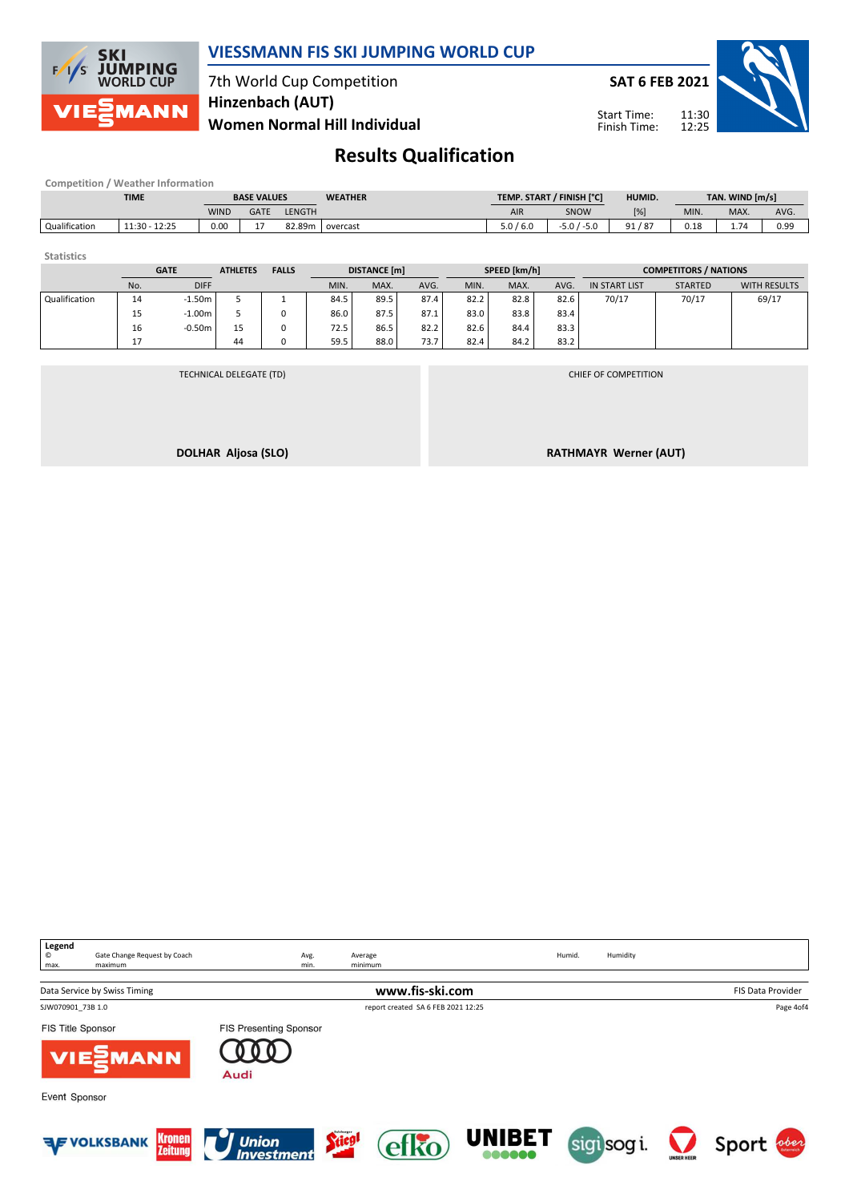# VIESSMANN FIS SKI JUMPING WORLD CUP

7th World Cup Competition
**Hinzenbach (AUT)**
**Women Normal Hill Individual**

**SAT 6 FEB 2021**

Start Time: 11:30
Finish Time: 12:25

## Results Qualification

Competition / Weather Information

| | TIME | BASE VALUES | | | WEATHER | TEMP. START / FINISH [°C] | | HUMID. | TAN. WIND [m/s] | | |
|---|---|---|---|---|---|---|---|---|---|---|---|
| | | WIND | GATE | LENGTH | | AIR | SNOW | [%] | MIN. | MAX. | AVG. |
| Qualification | 11:30 - 12:25 | 0.00 | 17 | 82.89m | overcast | 5.0 / 6.0 | -5.0 / -5.0 | 91 / 87 | 0.18 | 1.74 | 0.99 |

Statistics

| | GATE | | ATHLETES | FALLS | DISTANCE [m] | | | SPEED [km/h] | | | COMPETITORS / NATIONS | | |
|---|---|---|---|---|---|---|---|---|---|---|---|---|---|
| | No. | DIFF | | | MIN. | MAX. | AVG. | MIN. | MAX. | AVG. | IN START LIST | STARTED | WITH RESULTS |
| Qualification | 14 | -1.50m | 5 | 1 | 84.5 | 89.5 | 87.4 | 82.2 | 82.8 | 82.6 | 70/17 | 70/17 | 69/17 |
| | 15 | -1.00m | 5 | 0 | 86.0 | 87.5 | 87.1 | 83.0 | 83.8 | 83.4 | | | |
| | 16 | -0.50m | 15 | 0 | 72.5 | 86.5 | 82.2 | 82.6 | 84.4 | 83.3 | | | |
| | 17 | | 44 | 0 | 59.5 | 88.0 | 73.7 | 82.4 | 84.2 | 83.2 | | | |

| TECHNICAL DELEGATE (TD) | CHIEF OF COMPETITION |
|---|---|
| **DOLHAR Aljosa (SLO)** | **RATHMAYR Werner (AUT)** |

**Legend**

| | | | | | |
|---|---|---|---|---|---|
| © | Gate Change Request by Coach | Avg. | Average | Humid. | Humidity |
| max. | maximum | min. | minimum | | |

Data Service by Swiss Timing — www.fis-ski.com — FIS Data Provider

SJW070901_73B 1.0 — report created SA 6 FEB 2021 12:25

FIS Title Sponsor: VIESSMANN
FIS Presenting Sponsor: Audi

Event Sponsor: VOLKSBANK, Kronen Zeitung, Union Investment, Stiegl, efko, UNIBET, sigi sog i., UNSER HEER, Sport ober österreich